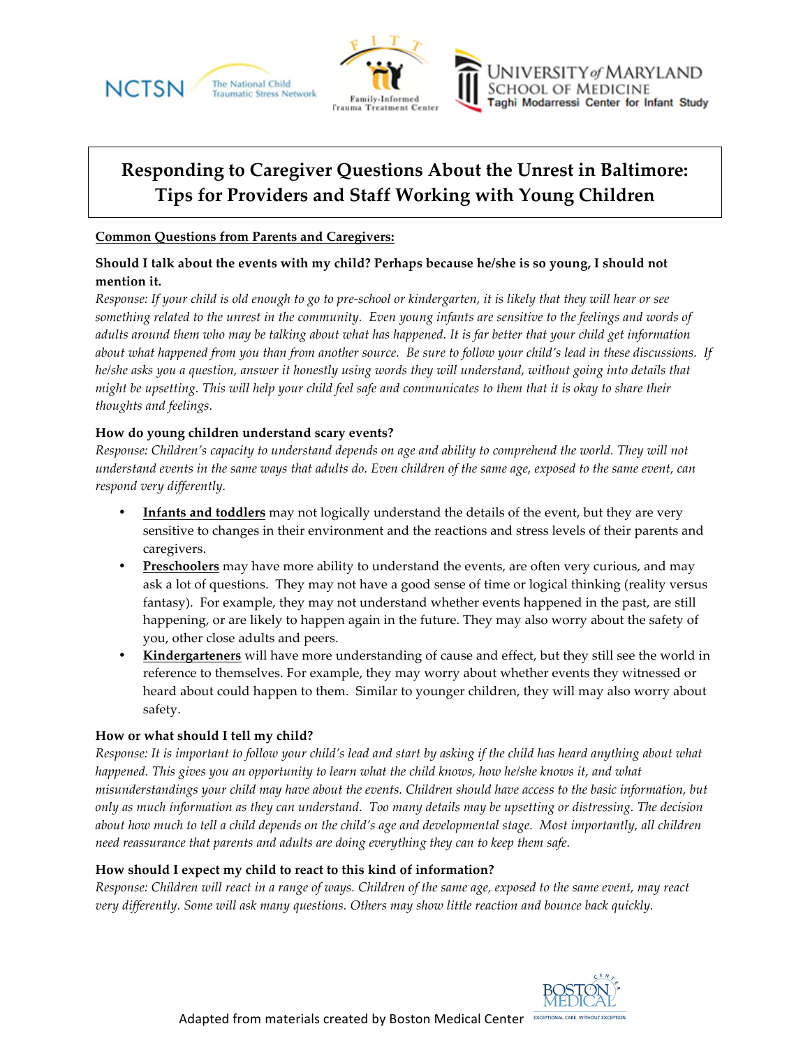NCTSN The National Child Traumatic Stress Network

FITT Family-Informed Trauma Treatment Center

UNIVERSITY of MARYLAND SCHOOL OF MEDICINE Taghi Modarressi Center for Infant Study

# Responding to Caregiver Questions About the Unrest in Baltimore: Tips for Providers and Staff Working with Young Children

**Common Questions from Parents and Caregivers:**

**Should I talk about the events with my child? Perhaps because he/she is so young, I should not mention it.**

*Response: If your child is old enough to go to pre-school or kindergarten, it is likely that they will hear or see something related to the unrest in the community. Even young infants are sensitive to the feelings and words of adults around them who may be talking about what has happened. It is far better that your child get information about what happened from you than from another source. Be sure to follow your child's lead in these discussions. If he/she asks you a question, answer it honestly using words they will understand, without going into details that might be upsetting. This will help your child feel safe and communicates to them that it is okay to share their thoughts and feelings.*

**How do young children understand scary events?**

*Response: Children's capacity to understand depends on age and ability to comprehend the world. They will not understand events in the same ways that adults do. Even children of the same age, exposed to the same event, can respond very differently.*

- **Infants and toddlers** may not logically understand the details of the event, but they are very sensitive to changes in their environment and the reactions and stress levels of their parents and caregivers.
- **Preschoolers** may have more ability to understand the events, are often very curious, and may ask a lot of questions. They may not have a good sense of time or logical thinking (reality versus fantasy). For example, they may not understand whether events happened in the past, are still happening, or are likely to happen again in the future. They may also worry about the safety of you, other close adults and peers.
- **Kindergarteners** will have more understanding of cause and effect, but they still see the world in reference to themselves. For example, they may worry about whether events they witnessed or heard about could happen to them. Similar to younger children, they will may also worry about safety.

**How or what should I tell my child?**

*Response: It is important to follow your child's lead and start by asking if the child has heard anything about what happened. This gives you an opportunity to learn what the child knows, how he/she knows it, and what misunderstandings your child may have about the events. Children should have access to the basic information, but only as much information as they can understand. Too many details may be upsetting or distressing. The decision about how much to tell a child depends on the child's age and developmental stage. Most importantly, all children need reassurance that parents and adults are doing everything they can to keep them safe.*

**How should I expect my child to react to this kind of information?**

*Response: Children will react in a range of ways. Children of the same age, exposed to the same event, may react very differently. Some will ask many questions. Others may show little reaction and bounce back quickly.*

Adapted from materials created by Boston Medical Center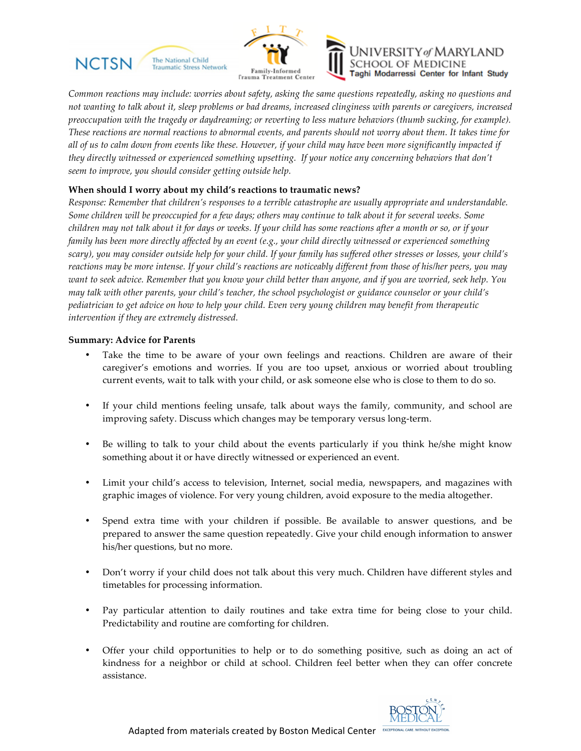*Common reactions may include: worries about safety, asking the same questions repeatedly, asking no questions and not wanting to talk about it, sleep problems or bad dreams, increased clinginess with parents or caregivers, increased preoccupation with the tragedy or daydreaming; or reverting to less mature behaviors (thumb sucking, for example). These reactions are normal reactions to abnormal events, and parents should not worry about them. It takes time for all of us to calm down from events like these. However, if your child may have been more significantly impacted if they directly witnessed or experienced something upsetting. If your notice any concerning behaviors that don't seem to improve, you should consider getting outside help.*

**When should I worry about my child's reactions to traumatic news?**

*Response: Remember that children's responses to a terrible catastrophe are usually appropriate and understandable. Some children will be preoccupied for a few days; others may continue to talk about it for several weeks. Some children may not talk about it for days or weeks. If your child has some reactions after a month or so, or if your family has been more directly affected by an event (e.g., your child directly witnessed or experienced something scary), you may consider outside help for your child. If your family has suffered other stresses or losses, your child's reactions may be more intense. If your child's reactions are noticeably different from those of his/her peers, you may want to seek advice. Remember that you know your child better than anyone, and if you are worried, seek help. You may talk with other parents, your child's teacher, the school psychologist or guidance counselor or your child's pediatrician to get advice on how to help your child. Even very young children may benefit from therapeutic intervention if they are extremely distressed.*

**Summary: Advice for Parents**

- Take the time to be aware of your own feelings and reactions. Children are aware of their caregiver's emotions and worries. If you are too upset, anxious or worried about troubling current events, wait to talk with your child, or ask someone else who is close to them to do so.
- If your child mentions feeling unsafe, talk about ways the family, community, and school are improving safety. Discuss which changes may be temporary versus long-term.
- Be willing to talk to your child about the events particularly if you think he/she might know something about it or have directly witnessed or experienced an event.
- Limit your child's access to television, Internet, social media, newspapers, and magazines with graphic images of violence. For very young children, avoid exposure to the media altogether.
- Spend extra time with your children if possible. Be available to answer questions, and be prepared to answer the same question repeatedly. Give your child enough information to answer his/her questions, but no more.
- Don't worry if your child does not talk about this very much. Children have different styles and timetables for processing information.
- Pay particular attention to daily routines and take extra time for being close to your child. Predictability and routine are comforting for children.
- Offer your child opportunities to help or to do something positive, such as doing an act of kindness for a neighbor or child at school. Children feel better when they can offer concrete assistance.

Adapted from materials created by Boston Medical Center